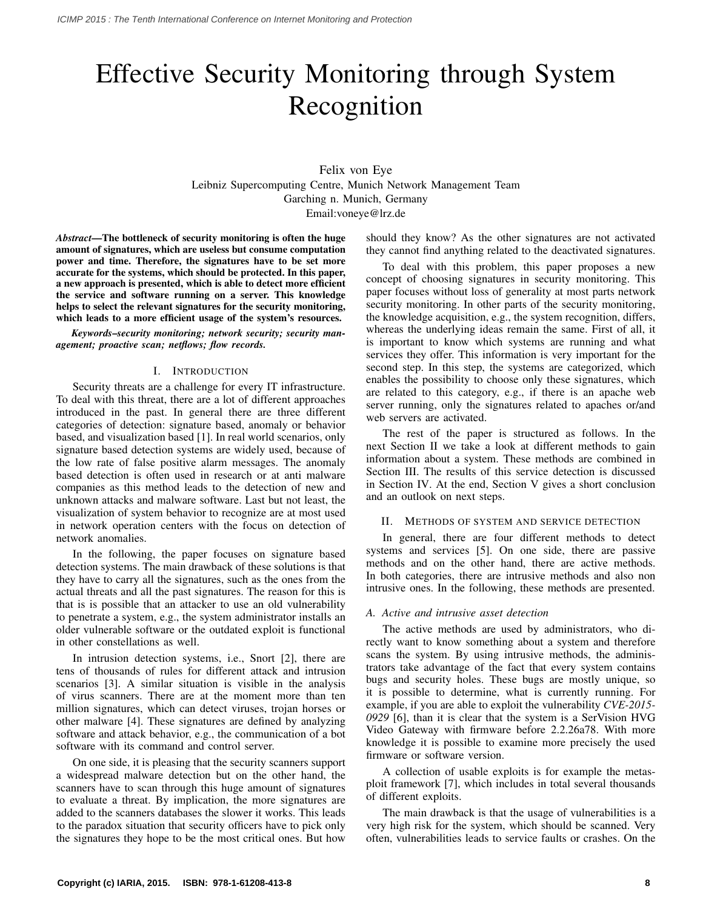# Effective Security Monitoring through System Recognition

Felix von Eye
Leibniz Supercomputing Centre, Munich Network Management Team
Garching n. Munich, Germany
Email:voneye@lrz.de

***Abstract*—The bottleneck of security monitoring is often the huge amount of signatures, which are useless but consume computation power and time. Therefore, the signatures have to be set more accurate for the systems, which should be protected. In this paper, a new approach is presented, which is able to detect more efficient the service and software running on a server. This knowledge helps to select the relevant signatures for the security monitoring, which leads to a more efficient usage of the system's resources.**

***Keywords*–security monitoring; network security; security management; proactive scan; netflows; flow records.**

## I. Introduction

Security threats are a challenge for every IT infrastructure. To deal with this threat, there are a lot of different approaches introduced in the past. In general there are three different categories of detection: signature based, anomaly or behavior based, and visualization based [1]. In real world scenarios, only signature based detection systems are widely used, because of the low rate of false positive alarm messages. The anomaly based detection is often used in research or at anti malware companies as this method leads to the detection of new and unknown attacks and malware software. Last but not least, the visualization of system behavior to recognize are at most used in network operation centers with the focus on detection of network anomalies.

In the following, the paper focuses on signature based detection systems. The main drawback of these solutions is that they have to carry all the signatures, such as the ones from the actual threats and all the past signatures. The reason for this is that is is possible that an attacker to use an old vulnerability to penetrate a system, e.g., the system administrator installs an older vulnerable software or the outdated exploit is functional in other constellations as well.

In intrusion detection systems, i.e., Snort [2], there are tens of thousands of rules for different attack and intrusion scenarios [3]. A similar situation is visible in the analysis of virus scanners. There are at the moment more than ten million signatures, which can detect viruses, trojan horses or other malware [4]. These signatures are defined by analyzing software and attack behavior, e.g., the communication of a bot software with its command and control server.

On one side, it is pleasing that the security scanners support a widespread malware detection but on the other hand, the scanners have to scan through this huge amount of signatures to evaluate a threat. By implication, the more signatures are added to the scanners databases the slower it works. This leads to the paradox situation that security officers have to pick only the signatures they hope to be the most critical ones. But how should they know? As the other signatures are not activated they cannot find anything related to the deactivated signatures.

To deal with this problem, this paper proposes a new concept of choosing signatures in security monitoring. This paper focuses without loss of generality at most parts network security monitoring. In other parts of the security monitoring, the knowledge acquisition, e.g., the system recognition, differs, whereas the underlying ideas remain the same. First of all, it is important to know which systems are running and what services they offer. This information is very important for the second step. In this step, the systems are categorized, which enables the possibility to choose only these signatures, which are related to this category, e.g., if there is an apache web server running, only the signatures related to apaches or/and web servers are activated.

The rest of the paper is structured as follows. In the next Section II we take a look at different methods to gain information about a system. These methods are combined in Section III. The results of this service detection is discussed in Section IV. At the end, Section V gives a short conclusion and an outlook on next steps.

## II. Methods of System and Service Detection

In general, there are four different methods to detect systems and services [5]. On one side, there are passive methods and on the other hand, there are active methods. In both categories, there are intrusive methods and also non intrusive ones. In the following, these methods are presented.

### *A. Active and intrusive asset detection*

The active methods are used by administrators, who directly want to know something about a system and therefore scans the system. By using intrusive methods, the administrators take advantage of the fact that every system contains bugs and security holes. These bugs are mostly unique, so it is possible to determine, what is currently running. For example, if you are able to exploit the vulnerability *CVE-2015-0929* [6], than it is clear that the system is a SerVision HVG Video Gateway with firmware before 2.2.26a78. With more knowledge it is possible to examine more precisely the used firmware or software version.

A collection of usable exploits is for example the metasploit framework [7], which includes in total several thousands of different exploits.

The main drawback is that the usage of vulnerabilities is a very high risk for the system, which should be scanned. Very often, vulnerabilities leads to service faults or crashes. On the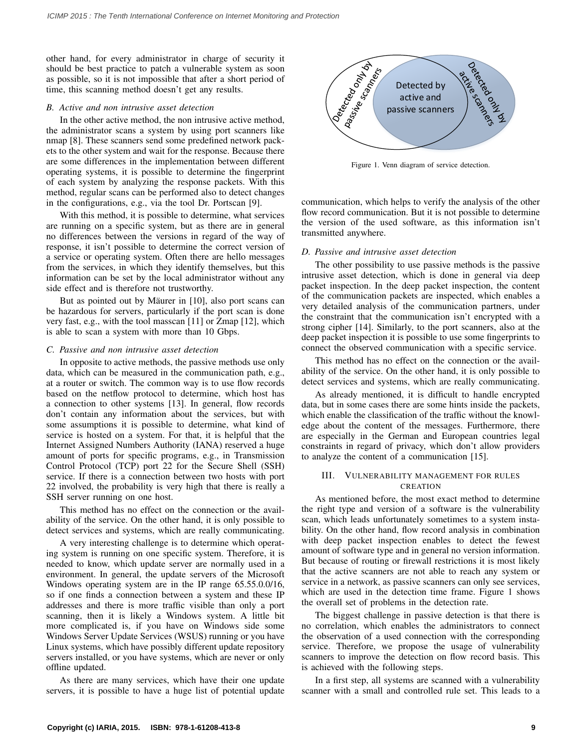other hand, for every administrator in charge of security it should be best practice to patch a vulnerable system as soon as possible, so it is not impossible that after a short period of time, this scanning method doesn't get any results.

### *B. Active and non intrusive asset detection*

In the other active method, the non intrusive active method, the administrator scans a system by using port scanners like nmap [8]. These scanners send some predefined network packets to the other system and wait for the response. Because there are some differences in the implementation between different operating systems, it is possible to determine the fingerprint of each system by analyzing the response packets. With this method, regular scans can be performed also to detect changes in the configurations, e.g., via the tool Dr. Portscan [9].

With this method, it is possible to determine, what services are running on a specific system, but as there are in general no differences between the versions in regard of the way of response, it isn't possible to determine the correct version of a service or operating system. Often there are hello messages from the services, in which they identify themselves, but this information can be set by the local administrator without any side effect and is therefore not trustworthy.

But as pointed out by Mäurer in [10], also port scans can be hazardous for servers, particularly if the port scan is done very fast, e.g., with the tool masscan [11] or Zmap [12], which is able to scan a system with more than 10 Gbps.

### *C. Passive and non intrusive asset detection*

In opposite to active methods, the passive methods use only data, which can be measured in the communication path, e.g., at a router or switch. The common way is to use flow records based on the netflow protocol to determine, which host has a connection to other systems [13]. In general, flow records don't contain any information about the services, but with some assumptions it is possible to determine, what kind of service is hosted on a system. For that, it is helpful that the Internet Assigned Numbers Authority (IANA) reserved a huge amount of ports for specific programs, e.g., in Transmission Control Protocol (TCP) port 22 for the Secure Shell (SSH) service. If there is a connection between two hosts with port 22 involved, the probability is very high that there is really a SSH server running on one host.

This method has no effect on the connection or the availability of the service. On the other hand, it is only possible to detect services and systems, which are really communicating.

A very interesting challenge is to determine which operating system is running on one specific system. Therefore, it is needed to know, which update server are normally used in a environment. In general, the update servers of the Microsoft Windows operating system are in the IP range 65.55.0.0/16, so if one finds a connection between a system and these IP addresses and there is more traffic visible than only a port scanning, then it is likely a Windows system. A little bit more complicated is, if you have on Windows side some Windows Server Update Services (WSUS) running or you have Linux systems, which have possibly different update repository servers installed, or you have systems, which are never or only offline updated.

As there are many services, which have their one update servers, it is possible to have a huge list of potential update communication, which helps to verify the analysis of the other flow record communication. But it is not possible to determine the version of the used software, as this information isn't transmitted anywhere.

Figure 1. Venn diagram of service detection.

### *D. Passive and intrusive asset detection*

The other possibility to use passive methods is the passive intrusive asset detection, which is done in general via deep packet inspection. In the deep packet inspection, the content of the communication packets are inspected, which enables a very detailed analysis of the communication partners, under the constraint that the communication isn't encrypted with a strong cipher [14]. Similarly, to the port scanners, also at the deep packet inspection it is possible to use some fingerprints to connect the observed communication with a specific service.

This method has no effect on the connection or the availability of the service. On the other hand, it is only possible to detect services and systems, which are really communicating.

As already mentioned, it is difficult to handle encrypted data, but in some cases there are some hints inside the packets, which enable the classification of the traffic without the knowledge about the content of the messages. Furthermore, there are especially in the German and European countries legal constraints in regard of privacy, which don't allow providers to analyze the content of a communication [15].

## III. Vulnerability management for rules creation

As mentioned before, the most exact method to determine the right type and version of a software is the vulnerability scan, which leads unfortunately sometimes to a system instability. On the other hand, flow record analysis in combination with deep packet inspection enables to detect the fewest amount of software type and in general no version information. But because of routing or firewall restrictions it is most likely that the active scanners are not able to reach any system or service in a network, as passive scanners can only see services, which are used in the detection time frame. Figure 1 shows the overall set of problems in the detection rate.

The biggest challenge in passive detection is that there is no correlation, which enables the administrators to connect the observation of a used connection with the corresponding service. Therefore, we propose the usage of vulnerability scanners to improve the detection on flow record basis. This is achieved with the following steps.

In a first step, all systems are scanned with a vulnerability scanner with a small and controlled rule set. This leads to a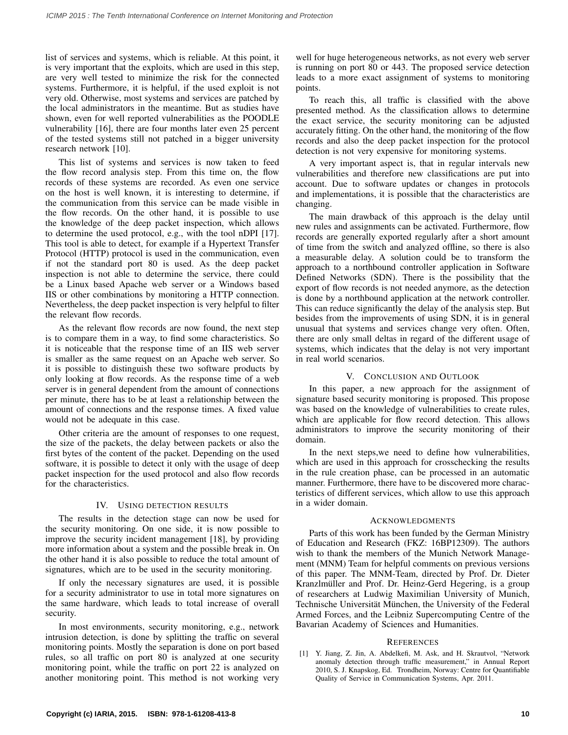list of services and systems, which is reliable. At this point, it is very important that the exploits, which are used in this step, are very well tested to minimize the risk for the connected systems. Furthermore, it is helpful, if the used exploit is not very old. Otherwise, most systems and services are patched by the local administrators in the meantime. But as studies have shown, even for well reported vulnerabilities as the POODLE vulnerability [16], there are four months later even 25 percent of the tested systems still not patched in a bigger university research network [10].

This list of systems and services is now taken to feed the flow record analysis step. From this time on, the flow records of these systems are recorded. As even one service on the host is well known, it is interesting to determine, if the communication from this service can be made visible in the flow records. On the other hand, it is possible to use the knowledge of the deep packet inspection, which allows to determine the used protocol, e.g., with the tool nDPI [17]. This tool is able to detect, for example if a Hypertext Transfer Protocol (HTTP) protocol is used in the communication, even if not the standard port 80 is used. As the deep packet inspection is not able to determine the service, there could be a Linux based Apache web server or a Windows based IIS or other combinations by monitoring a HTTP connection. Nevertheless, the deep packet inspection is very helpful to filter the relevant flow records.

As the relevant flow records are now found, the next step is to compare them in a way, to find some characteristics. So it is noticeable that the response time of an IIS web server is smaller as the same request on an Apache web server. So it is possible to distinguish these two software products by only looking at flow records. As the response time of a web server is in general dependent from the amount of connections per minute, there has to be at least a relationship between the amount of connections and the response times. A fixed value would not be adequate in this case.

Other criteria are the amount of responses to one request, the size of the packets, the delay between packets or also the first bytes of the content of the packet. Depending on the used software, it is possible to detect it only with the usage of deep packet inspection for the used protocol and also flow records for the characteristics.

## IV. Using detection results

The results in the detection stage can now be used for the security monitoring. On one side, it is now possible to improve the security incident management [18], by providing more information about a system and the possible break in. On the other hand it is also possible to reduce the total amount of signatures, which are to be used in the security monitoring.

If only the necessary signatures are used, it is possible for a security administrator to use in total more signatures on the same hardware, which leads to total increase of overall security.

In most environments, security monitoring, e.g., network intrusion detection, is done by splitting the traffic on several monitoring points. Mostly the separation is done on port based rules, so all traffic on port 80 is analyzed at one security monitoring point, while the traffic on port 22 is analyzed on another monitoring point. This method is not working very well for huge heterogeneous networks, as not every web server is running on port 80 or 443. The proposed service detection leads to a more exact assignment of systems to monitoring points.

To reach this, all traffic is classified with the above presented method. As the classification allows to determine the exact service, the security monitoring can be adjusted accurately fitting. On the other hand, the monitoring of the flow records and also the deep packet inspection for the protocol detection is not very expensive for monitoring systems.

A very important aspect is, that in regular intervals new vulnerabilities and therefore new classifications are put into account. Due to software updates or changes in protocols and implementations, it is possible that the characteristics are changing.

The main drawback of this approach is the delay until new rules and assignments can be activated. Furthermore, flow records are generally exported regularly after a short amount of time from the switch and analyzed offline, so there is also a measurable delay. A solution could be to transform the approach to a northbound controller application in Software Defined Networks (SDN). There is the possibility that the export of flow records is not needed anymore, as the detection is done by a northbound application at the network controller. This can reduce significantly the delay of the analysis step. But besides from the improvements of using SDN, it is in general unusual that systems and services change very often. Often, there are only small deltas in regard of the different usage of systems, which indicates that the delay is not very important in real world scenarios.

## V. Conclusion and Outlook

In this paper, a new approach for the assignment of signature based security monitoring is proposed. This propose was based on the knowledge of vulnerabilities to create rules, which are applicable for flow record detection. This allows administrators to improve the security monitoring of their domain.

In the next steps,we need to define how vulnerabilities, which are used in this approach for crosschecking the results in the rule creation phase, can be processed in an automatic manner. Furthermore, there have to be discovered more characteristics of different services, which allow to use this approach in a wider domain.

## Acknowledgments

Parts of this work has been funded by the German Ministry of Education and Research (FKZ: 16BP12309). The authors wish to thank the members of the Munich Network Management (MNM) Team for helpful comments on previous versions of this paper. The MNM-Team, directed by Prof. Dr. Dieter Kranzlmüller and Prof. Dr. Heinz-Gerd Hegering, is a group of researchers at Ludwig Maximilian University of Munich, Technische Universität München, the University of the Federal Armed Forces, and the Leibniz Supercomputing Centre of the Bavarian Academy of Sciences and Humanities.

## References

[1] Y. Jiang, Z. Jin, A. Abdelkefi, M. Ask, and H. Skrautvol, "Network anomaly detection through traffic measurement," in Annual Report 2010, S. J. Knapskog, Ed. Trondheim, Norway: Centre for Quantifiable Quality of Service in Communication Systems, Apr. 2011.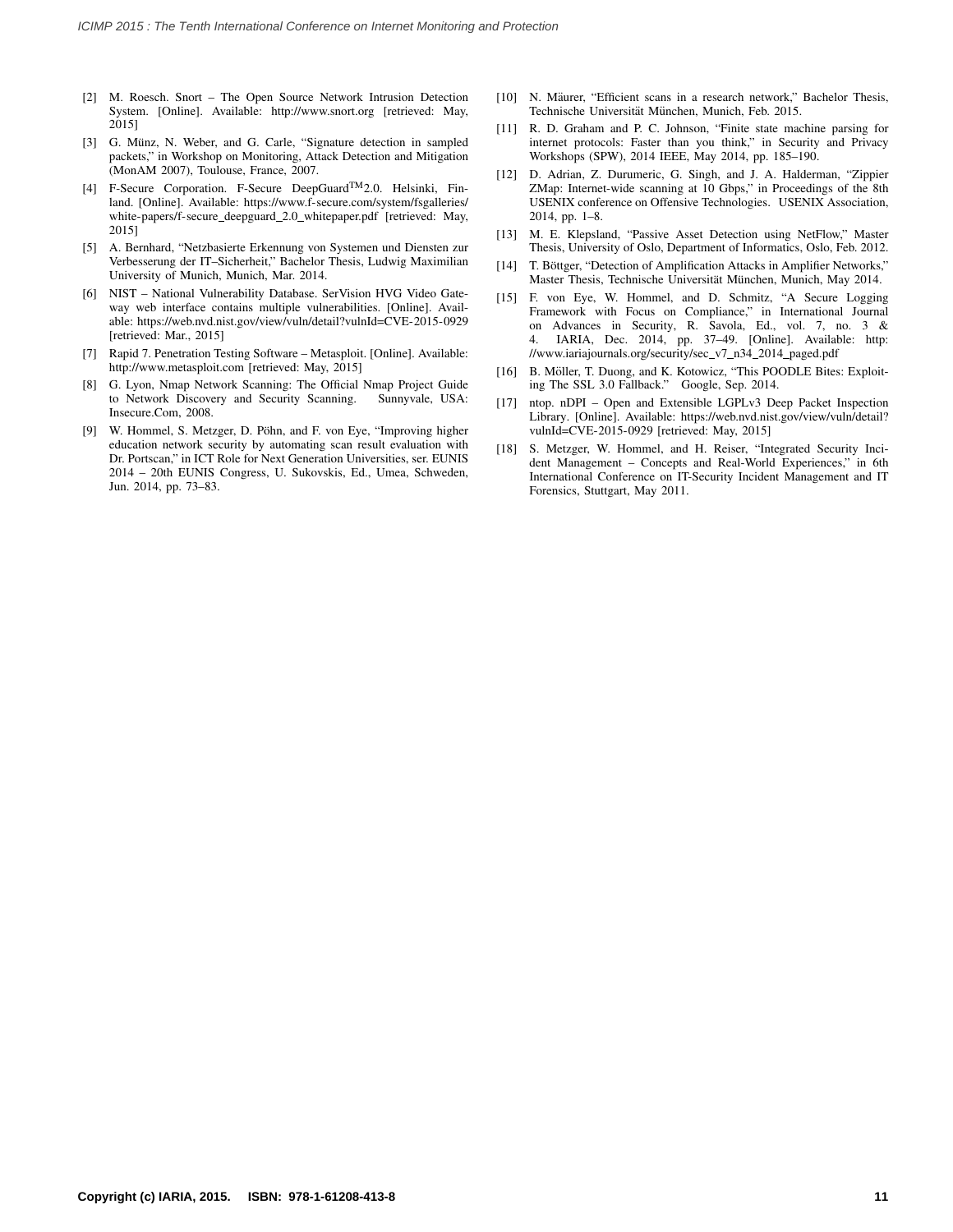[2] M. Roesch. Snort – The Open Source Network Intrusion Detection System. [Online]. Available: http://www.snort.org [retrieved: May, 2015]

[3] G. Münz, N. Weber, and G. Carle, "Signature detection in sampled packets," in Workshop on Monitoring, Attack Detection and Mitigation (MonAM 2007), Toulouse, France, 2007.

[4] F-Secure Corporation. F-Secure DeepGuard™2.0. Helsinki, Finland. [Online]. Available: https://www.f-secure.com/system/fsgalleries/white-papers/f-secure_deepguard_2.0_whitepaper.pdf [retrieved: May, 2015]

[5] A. Bernhard, "Netzbasierte Erkennung von Systemen und Diensten zur Verbesserung der IT–Sicherheit," Bachelor Thesis, Ludwig Maximilian University of Munich, Munich, Mar. 2014.

[6] NIST – National Vulnerability Database. SerVision HVG Video Gateway web interface contains multiple vulnerabilities. [Online]. Available: https://web.nvd.nist.gov/view/vuln/detail?vulnId=CVE-2015-0929 [retrieved: Mar., 2015]

[7] Rapid 7. Penetration Testing Software – Metasploit. [Online]. Available: http://www.metasploit.com [retrieved: May, 2015]

[8] G. Lyon, Nmap Network Scanning: The Official Nmap Project Guide to Network Discovery and Security Scanning. Sunnyvale, USA: Insecure.Com, 2008.

[9] W. Hommel, S. Metzger, D. Pöhn, and F. von Eye, "Improving higher education network security by automating scan result evaluation with Dr. Portscan," in ICT Role for Next Generation Universities, ser. EUNIS 2014 – 20th EUNIS Congress, U. Sukovskis, Ed., Umea, Schweden, Jun. 2014, pp. 73–83.

[10] N. Mäurer, "Efficient scans in a research network," Bachelor Thesis, Technische Universität München, Munich, Feb. 2015.

[11] R. D. Graham and P. C. Johnson, "Finite state machine parsing for internet protocols: Faster than you think," in Security and Privacy Workshops (SPW), 2014 IEEE, May 2014, pp. 185–190.

[12] D. Adrian, Z. Durumeric, G. Singh, and J. A. Halderman, "Zippier ZMap: Internet-wide scanning at 10 Gbps," in Proceedings of the 8th USENIX conference on Offensive Technologies. USENIX Association, 2014, pp. 1–8.

[13] M. E. Klepsland, "Passive Asset Detection using NetFlow," Master Thesis, University of Oslo, Department of Informatics, Oslo, Feb. 2012.

[14] T. Böttger, "Detection of Amplification Attacks in Amplifier Networks," Master Thesis, Technische Universität München, Munich, May 2014.

[15] F. von Eye, W. Hommel, and D. Schmitz, "A Secure Logging Framework with Focus on Compliance," in International Journal on Advances in Security, R. Savola, Ed., vol. 7, no. 3 & 4. IARIA, Dec. 2014, pp. 37–49. [Online]. Available: http://www.iariajournals.org/security/sec_v7_n34_2014_paged.pdf

[16] B. Möller, T. Duong, and K. Kotowicz, "This POODLE Bites: Exploiting The SSL 3.0 Fallback." Google, Sep. 2014.

[17] ntop. nDPI – Open and Extensible LGPLv3 Deep Packet Inspection Library. [Online]. Available: https://web.nvd.nist.gov/view/vuln/detail?vulnId=CVE-2015-0929 [retrieved: May, 2015]

[18] S. Metzger, W. Hommel, and H. Reiser, "Integrated Security Incident Management – Concepts and Real-World Experiences," in 6th International Conference on IT-Security Incident Management and IT Forensics, Stuttgart, May 2011.